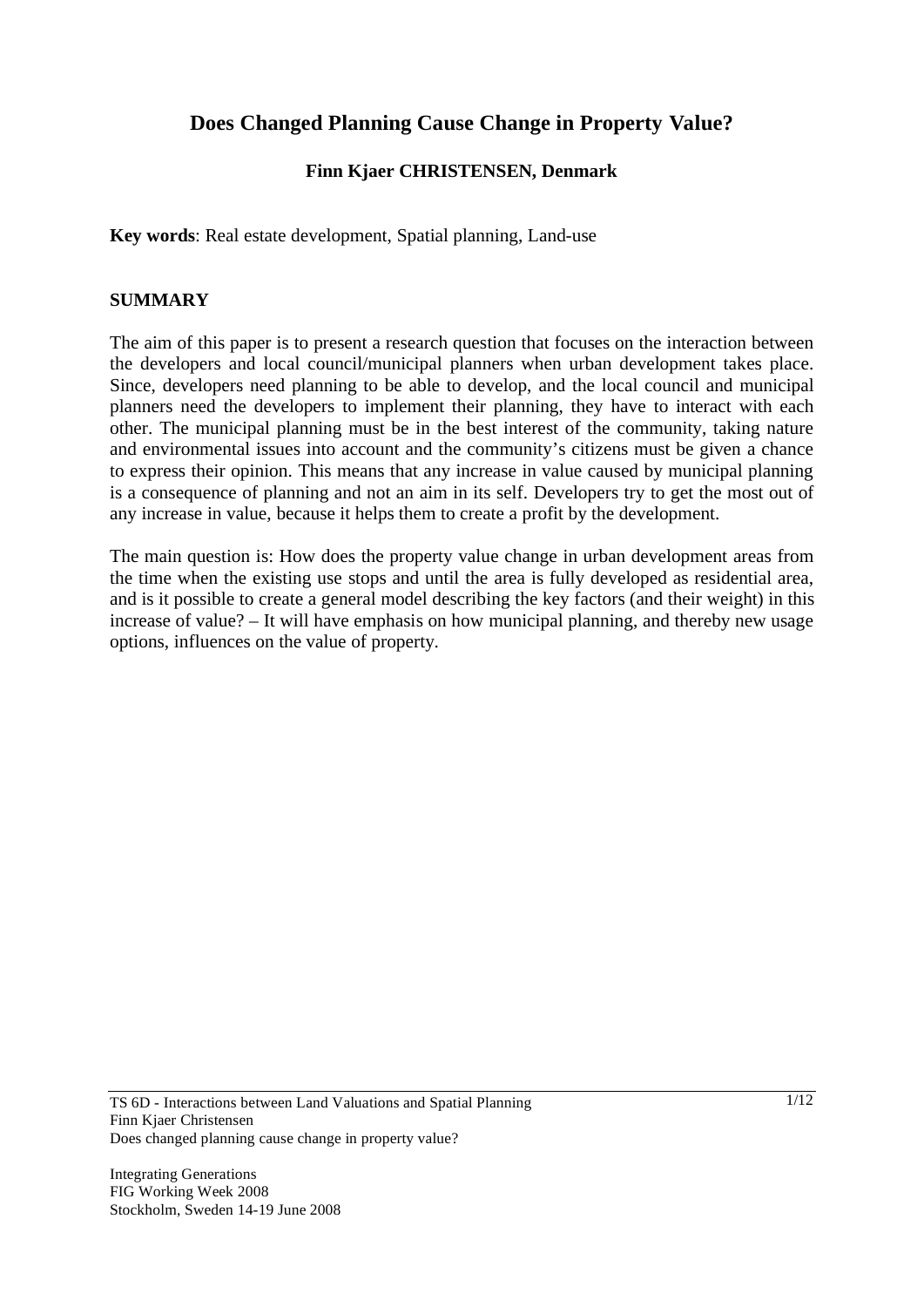# Does Changed Planning Cause Change in Property Value?

**Finn Kjaer CHRISTENSEN, Denmark**

**Key words**: Real estate development, Spatial planning, Land-use

## SUMMARY

The aim of this paper is to present a research question that focuses on the interaction between the developers and local council/municipal planners when urban development takes place. Since, developers need planning to be able to develop, and the local council and municipal planners need the developers to implement their planning, they have to interact with each other. The municipal planning must be in the best interest of the community, taking nature and environmental issues into account and the community's citizens must be given a chance to express their opinion. This means that any increase in value caused by municipal planning is a consequence of planning and not an aim in its self. Developers try to get the most out of any increase in value, because it helps them to create a profit by the development.

The main question is: How does the property value change in urban development areas from the time when the existing use stops and until the area is fully developed as residential area, and is it possible to create a general model describing the key factors (and their weight) in this increase of value? – It will have emphasis on how municipal planning, and thereby new usage options, influences on the value of property.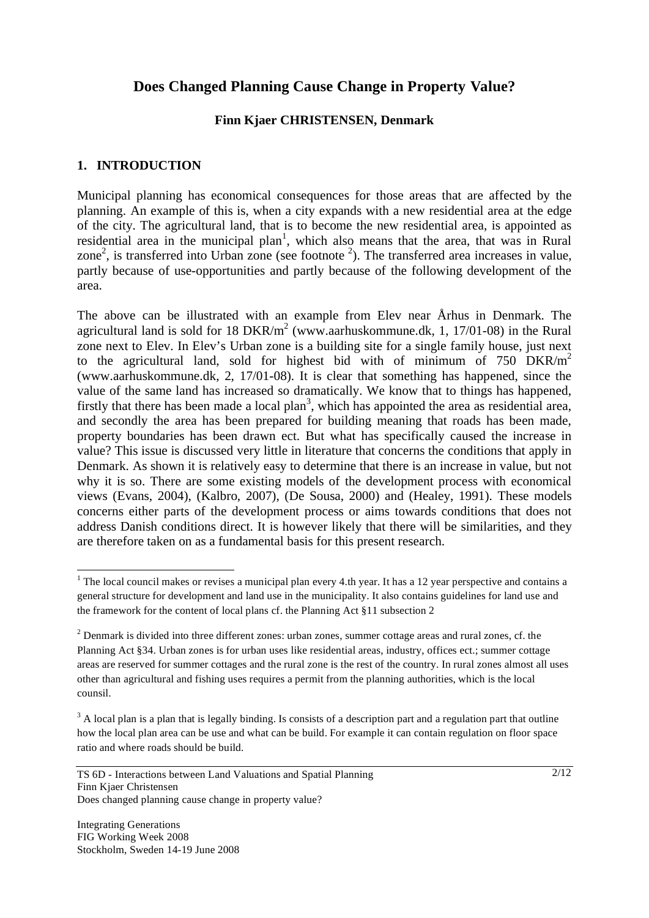# Does Changed Planning Cause Change in Property Value?

**Finn Kjaer CHRISTENSEN, Denmark**

## 1. INTRODUCTION

Municipal planning has economical consequences for those areas that are affected by the planning. An example of this is, when a city expands with a new residential area at the edge of the city. The agricultural land, that is to become the new residential area, is appointed as residential area in the municipal plan[1], which also means that the area, that was in Rural zone[2], is transferred into Urban zone (see footnote [2]). The transferred area increases in value, partly because of use-opportunities and partly because of the following development of the area.

The above can be illustrated with an example from Elev near Århus in Denmark. The agricultural land is sold for 18 DKR/m$^2$ (www.aarhuskommune.dk, 1, 17/01-08) in the Rural zone next to Elev. In Elev's Urban zone is a building site for a single family house, just next to the agricultural land, sold for highest bid with of minimum of 750 DKR/m$^2$ (www.aarhuskommune.dk, 2, 17/01-08). It is clear that something has happened, since the value of the same land has increased so dramatically. We know that to things has happened, firstly that there has been made a local plan[3], which has appointed the area as residential area, and secondly the area has been prepared for building meaning that roads has been made, property boundaries has been drawn ect. But what has specifically caused the increase in value? This issue is discussed very little in literature that concerns the conditions that apply in Denmark. As shown it is relatively easy to determine that there is an increase in value, but not why it is so. There are some existing models of the development process with economical views (Evans, 2004), (Kalbro, 2007), (De Sousa, 2000) and (Healey, 1991). These models concerns either parts of the development process or aims towards conditions that does not address Danish conditions direct. It is however likely that there will be similarities, and they are therefore taken on as a fundamental basis for this present research.

---

[1] The local council makes or revises a municipal plan every 4.th year. It has a 12 year perspective and contains a general structure for development and land use in the municipality. It also contains guidelines for land use and the framework for the content of local plans cf. the Planning Act §11 subsection 2

[2] Denmark is divided into three different zones: urban zones, summer cottage areas and rural zones, cf. the Planning Act §34. Urban zones is for urban uses like residential areas, industry, offices ect.; summer cottage areas are reserved for summer cottages and the rural zone is the rest of the country. In rural zones almost all uses other than agricultural and fishing uses requires a permit from the planning authorities, which is the local counsil.

[3] A local plan is a plan that is legally binding. Is consists of a description part and a regulation part that outline how the local plan area can be use and what can be build. For example it can contain regulation on floor space ratio and where roads should be build.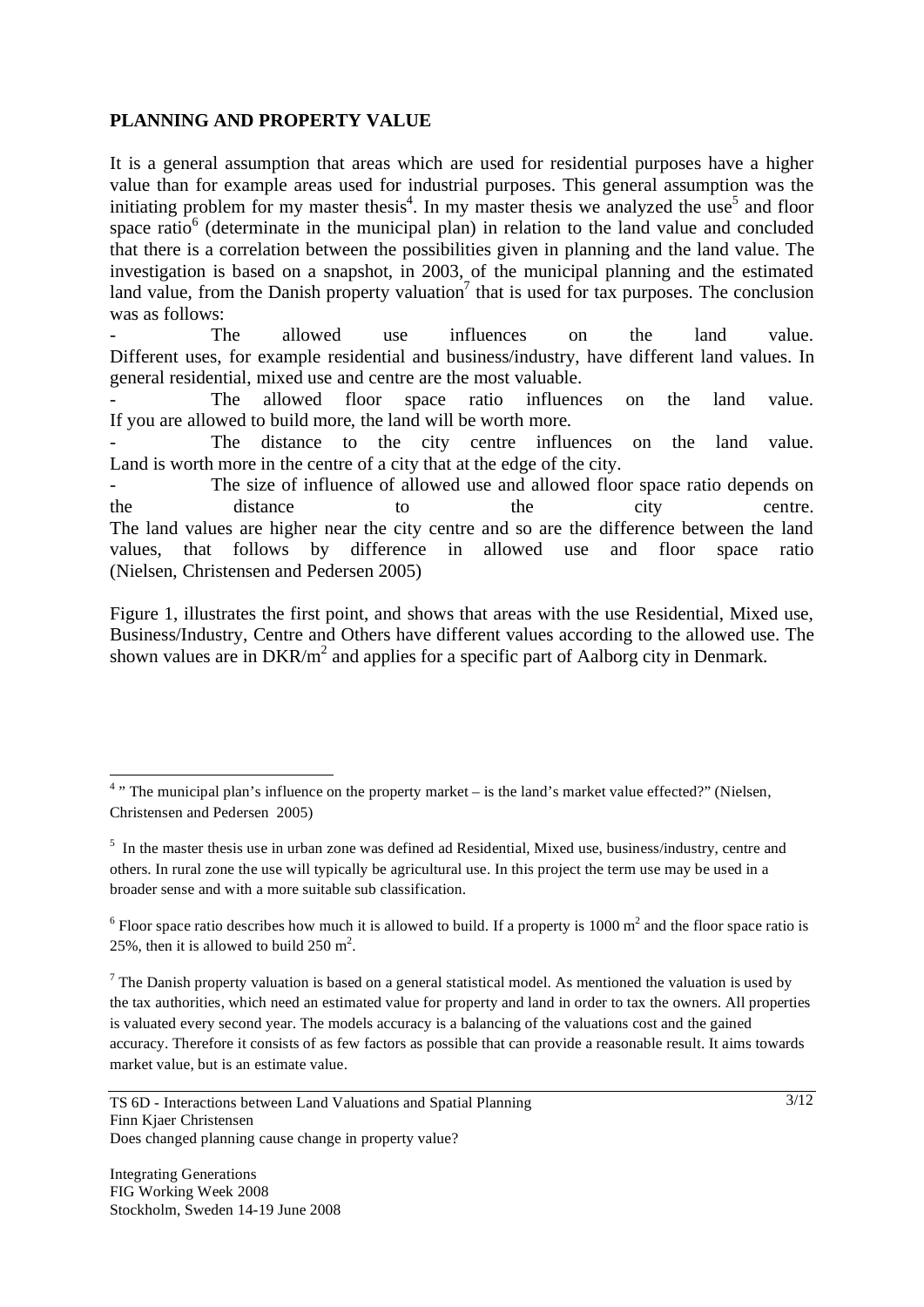## PLANNING AND PROPERTY VALUE

It is a general assumption that areas which are used for residential purposes have a higher value than for example areas used for industrial purposes. This general assumption was the initiating problem for my master thesis[4]. In my master thesis we analyzed the use[5] and floor space ratio[6] (determinate in the municipal plan) in relation to the land value and concluded that there is a correlation between the possibilities given in planning and the land value. The investigation is based on a snapshot, in 2003, of the municipal planning and the estimated land value, from the Danish property valuation[7] that is used for tax purposes. The conclusion was as follows:

- The allowed use influences on the land value. Different uses, for example residential and business/industry, have different land values. In general residential, mixed use and centre are the most valuable.
- The allowed floor space ratio influences on the land value. If you are allowed to build more, the land will be worth more.
- The distance to the city centre influences on the land value. Land is worth more in the centre of a city that at the edge of the city.
- The size of influence of allowed use and allowed floor space ratio depends on the distance to the city centre. The land values are higher near the city centre and so are the difference between the land values, that follows by difference in allowed use and floor space ratio (Nielsen, Christensen and Pedersen 2005)

Figure 1, illustrates the first point, and shows that areas with the use Residential, Mixed use, Business/Industry, Centre and Others have different values according to the allowed use. The shown values are in DKR/$m^2$ and applies for a specific part of Aalborg city in Denmark.

---

[4] " The municipal plan's influence on the property market – is the land's market value effected?" (Nielsen, Christensen and Pedersen 2005)

[5] In the master thesis use in urban zone was defined ad Residential, Mixed use, business/industry, centre and others. In rural zone the use will typically be agricultural use. In this project the term use may be used in a broader sense and with a more suitable sub classification.

[6] Floor space ratio describes how much it is allowed to build. If a property is 1000 $m^2$ and the floor space ratio is 25%, then it is allowed to build 250 $m^2$.

[7] The Danish property valuation is based on a general statistical model. As mentioned the valuation is used by the tax authorities, which need an estimated value for property and land in order to tax the owners. All properties is valuated every second year. The models accuracy is a balancing of the valuations cost and the gained accuracy. Therefore it consists of as few factors as possible that can provide a reasonable result. It aims towards market value, but is an estimate value.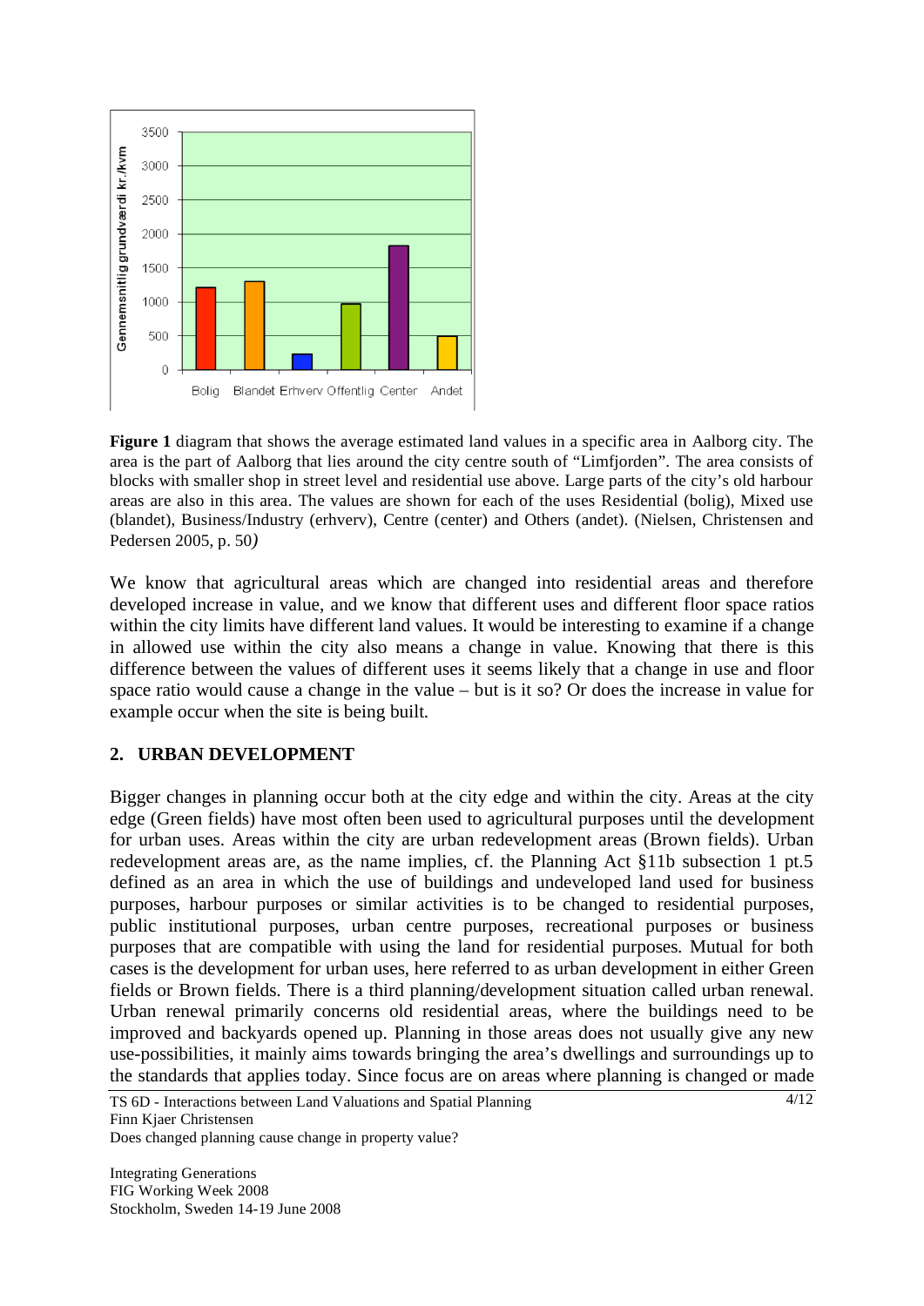**Figure 1** diagram that shows the average estimated land values in a specific area in Aalborg city. The area is the part of Aalborg that lies around the city centre south of "Limfjorden". The area consists of blocks with smaller shop in street level and residential use above. Large parts of the city's old harbour areas are also in this area. The values are shown for each of the uses Residential (bolig), Mixed use (blandet), Business/Industry (erhverv), Centre (center) and Others (andet). (Nielsen, Christensen and Pedersen 2005, p. 50*)*

We know that agricultural areas which are changed into residential areas and therefore developed increase in value, and we know that different uses and different floor space ratios within the city limits have different land values. It would be interesting to examine if a change in allowed use within the city also means a change in value. Knowing that there is this difference between the values of different uses it seems likely that a change in use and floor space ratio would cause a change in the value – but is it so? Or does the increase in value for example occur when the site is being built.

## 2. URBAN DEVELOPMENT

Bigger changes in planning occur both at the city edge and within the city. Areas at the city edge (Green fields) have most often been used to agricultural purposes until the development for urban uses. Areas within the city are urban redevelopment areas (Brown fields). Urban redevelopment areas are, as the name implies, cf. the Planning Act §11b subsection 1 pt.5 defined as an area in which the use of buildings and undeveloped land used for business purposes, harbour purposes or similar activities is to be changed to residential purposes, public institutional purposes, urban centre purposes, recreational purposes or business purposes that are compatible with using the land for residential purposes. Mutual for both cases is the development for urban uses, here referred to as urban development in either Green fields or Brown fields. There is a third planning/development situation called urban renewal. Urban renewal primarily concerns old residential areas, where the buildings need to be improved and backyards opened up. Planning in those areas does not usually give any new use-possibilities, it mainly aims towards bringing the area's dwellings and surroundings up to the standards that applies today. Since focus are on areas where planning is changed or made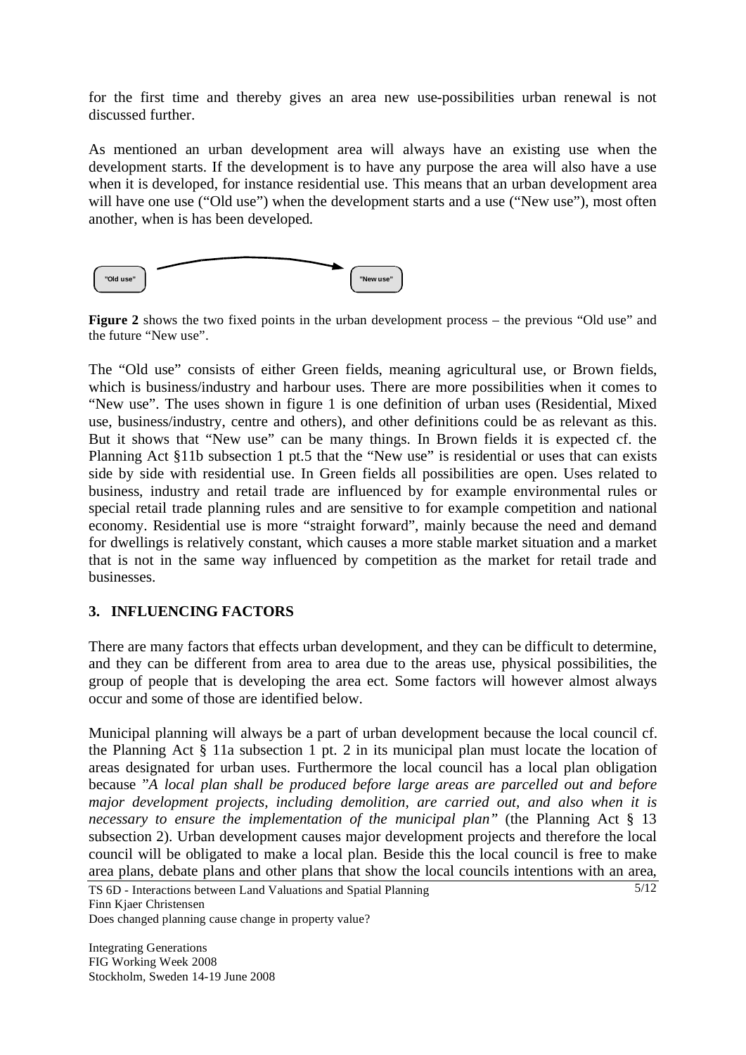for the first time and thereby gives an area new use-possibilities urban renewal is not discussed further.

As mentioned an urban development area will always have an existing use when the development starts. If the development is to have any purpose the area will also have a use when it is developed, for instance residential use. This means that an urban development area will have one use ("Old use") when the development starts and a use ("New use"), most often another, when is has been developed.

"Old use" → "New use"

**Figure 2** shows the two fixed points in the urban development process – the previous "Old use" and the future "New use".

The "Old use" consists of either Green fields, meaning agricultural use, or Brown fields, which is business/industry and harbour uses. There are more possibilities when it comes to "New use". The uses shown in figure 1 is one definition of urban uses (Residential, Mixed use, business/industry, centre and others), and other definitions could be as relevant as this. But it shows that "New use" can be many things. In Brown fields it is expected cf. the Planning Act §11b subsection 1 pt.5 that the "New use" is residential or uses that can exists side by side with residential use. In Green fields all possibilities are open. Uses related to business, industry and retail trade are influenced by for example environmental rules or special retail trade planning rules and are sensitive to for example competition and national economy. Residential use is more "straight forward", mainly because the need and demand for dwellings is relatively constant, which causes a more stable market situation and a market that is not in the same way influenced by competition as the market for retail trade and businesses.

## 3. INFLUENCING FACTORS

There are many factors that effects urban development, and they can be difficult to determine, and they can be different from area to area due to the areas use, physical possibilities, the group of people that is developing the area ect. Some factors will however almost always occur and some of those are identified below.

Municipal planning will always be a part of urban development because the local council cf. the Planning Act § 11a subsection 1 pt. 2 in its municipal plan must locate the location of areas designated for urban uses. Furthermore the local council has a local plan obligation because "*A local plan shall be produced before large areas are parcelled out and before major development projects, including demolition, are carried out, and also when it is necessary to ensure the implementation of the municipal plan"* (the Planning Act § 13 subsection 2). Urban development causes major development projects and therefore the local council will be obligated to make a local plan. Beside this the local council is free to make area plans, debate plans and other plans that show the local councils intentions with an area,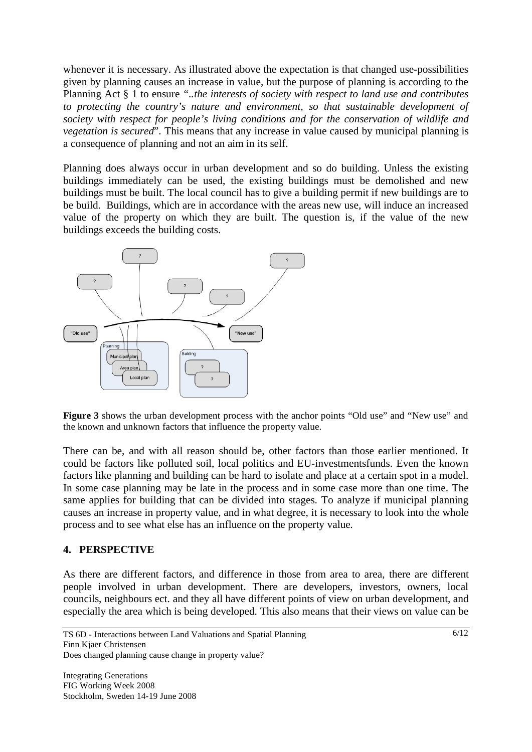whenever it is necessary. As illustrated above the expectation is that changed use-possibilities given by planning causes an increase in value, but the purpose of planning is according to the Planning Act § 1 to ensure *"..the interests of society with respect to land use and contributes to protecting the country's nature and environment, so that sustainable development of society with respect for people's living conditions and for the conservation of wildlife and vegetation is secured*". This means that any increase in value caused by municipal planning is a consequence of planning and not an aim in its self.

Planning does always occur in urban development and so do building. Unless the existing buildings immediately can be used, the existing buildings must be demolished and new buildings must be built. The local council has to give a building permit if new buildings are to be build. Buildings, which are in accordance with the areas new use, will induce an increased value of the property on which they are built. The question is, if the value of the new buildings exceeds the building costs.

**Figure 3** shows the urban development process with the anchor points "Old use" and "New use" and the known and unknown factors that influence the property value.

There can be, and with all reason should be, other factors than those earlier mentioned. It could be factors like polluted soil, local politics and EU-investmentsfunds. Even the known factors like planning and building can be hard to isolate and place at a certain spot in a model. In some case planning may be late in the process and in some case more than one time. The same applies for building that can be divided into stages. To analyze if municipal planning causes an increase in property value, and in what degree, it is necessary to look into the whole process and to see what else has an influence on the property value.

## 4. PERSPECTIVE

As there are different factors, and difference in those from area to area, there are different people involved in urban development. There are developers, investors, owners, local councils, neighbours ect. and they all have different points of view on urban development, and especially the area which is being developed. This also means that their views on value can be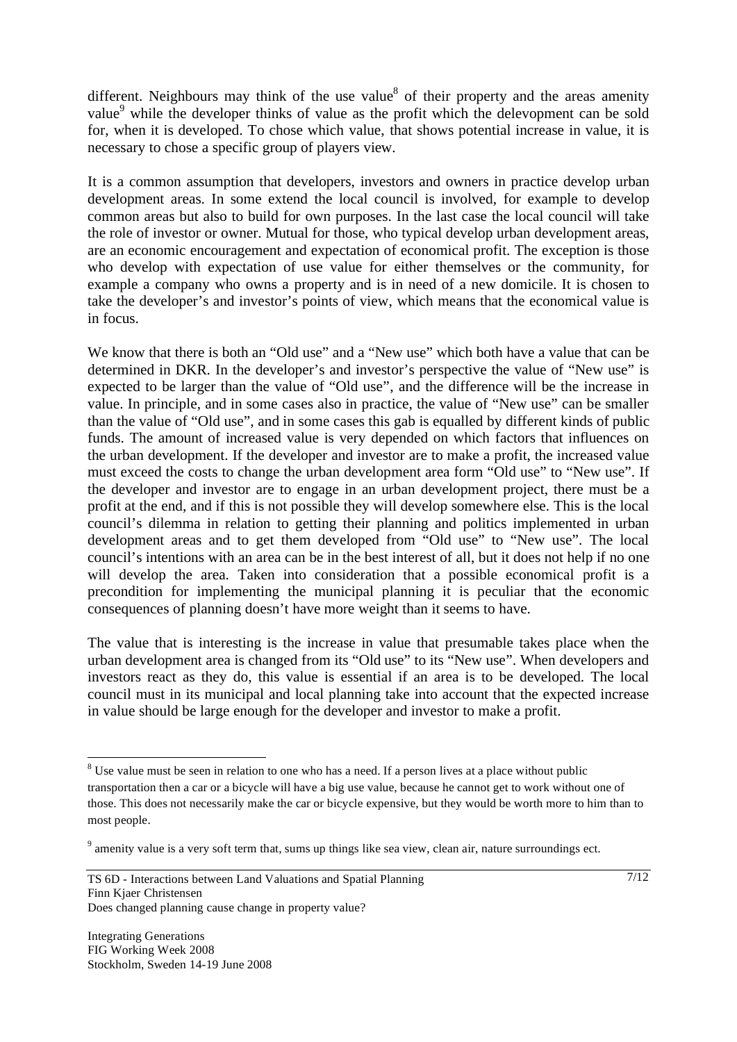different. Neighbours may think of the use value[8] of their property and the areas amenity value[9] while the developer thinks of value as the profit which the delevopment can be sold for, when it is developed. To chose which value, that shows potential increase in value, it is necessary to chose a specific group of players view.

It is a common assumption that developers, investors and owners in practice develop urban development areas. In some extend the local council is involved, for example to develop common areas but also to build for own purposes. In the last case the local council will take the role of investor or owner. Mutual for those, who typical develop urban development areas, are an economic encouragement and expectation of economical profit. The exception is those who develop with expectation of use value for either themselves or the community, for example a company who owns a property and is in need of a new domicile. It is chosen to take the developer's and investor's points of view, which means that the economical value is in focus.

We know that there is both an "Old use" and a "New use" which both have a value that can be determined in DKR. In the developer's and investor's perspective the value of "New use" is expected to be larger than the value of "Old use", and the difference will be the increase in value. In principle, and in some cases also in practice, the value of "New use" can be smaller than the value of "Old use", and in some cases this gab is equalled by different kinds of public funds. The amount of increased value is very depended on which factors that influences on the urban development. If the developer and investor are to make a profit, the increased value must exceed the costs to change the urban development area form "Old use" to "New use". If the developer and investor are to engage in an urban development project, there must be a profit at the end, and if this is not possible they will develop somewhere else. This is the local council's dilemma in relation to getting their planning and politics implemented in urban development areas and to get them developed from "Old use" to "New use". The local council's intentions with an area can be in the best interest of all, but it does not help if no one will develop the area. Taken into consideration that a possible economical profit is a precondition for implementing the municipal planning it is peculiar that the economic consequences of planning doesn't have more weight than it seems to have.

The value that is interesting is the increase in value that presumable takes place when the urban development area is changed from its "Old use" to its "New use". When developers and investors react as they do, this value is essential if an area is to be developed. The local council must in its municipal and local planning take into account that the expected increase in value should be large enough for the developer and investor to make a profit.

---

[8] Use value must be seen in relation to one who has a need. If a person lives at a place without public transportation then a car or a bicycle will have a big use value, because he cannot get to work without one of those. This does not necessarily make the car or bicycle expensive, but they would be worth more to him than to most people.

[9] amenity value is a very soft term that, sums up things like sea view, clean air, nature surroundings ect.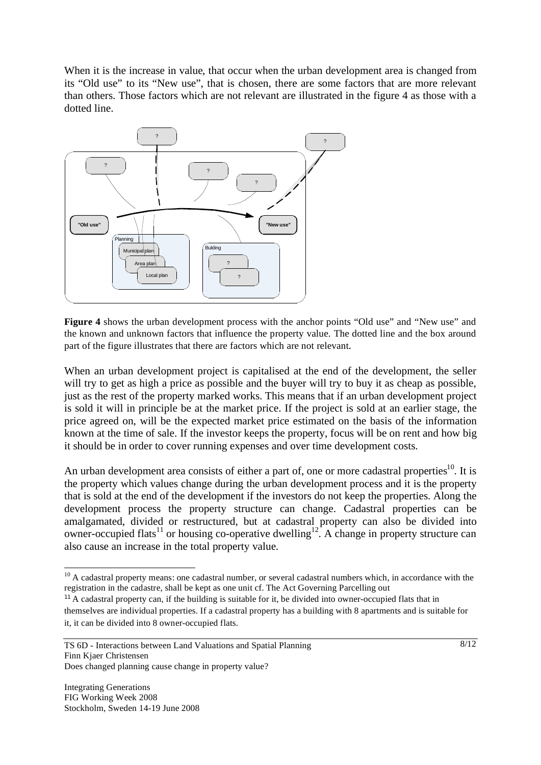When it is the increase in value, that occur when the urban development area is changed from its "Old use" to its "New use", that is chosen, there are some factors that are more relevant than others. Those factors which are not relevant are illustrated in the figure 4 as those with a dotted line.

**Figure 4** shows the urban development process with the anchor points "Old use" and "New use" and the known and unknown factors that influence the property value. The dotted line and the box around part of the figure illustrates that there are factors which are not relevant.

When an urban development project is capitalised at the end of the development, the seller will try to get as high a price as possible and the buyer will try to buy it as cheap as possible, just as the rest of the property marked works. This means that if an urban development project is sold it will in principle be at the market price. If the project is sold at an earlier stage, the price agreed on, will be the expected market price estimated on the basis of the information known at the time of sale. If the investor keeps the property, focus will be on rent and how big it should be in order to cover running expenses and over time development costs.

An urban development area consists of either a part of, one or more cadastral properties[10]. It is the property which values change during the urban development process and it is the property that is sold at the end of the development if the investors do not keep the properties. Along the development process the property structure can change. Cadastral properties can be amalgamated, divided or restructured, but at cadastral property can also be divided into owner-occupied flats[11] or housing co-operative dwelling[12]. A change in property structure can also cause an increase in the total property value.

---

[10] A cadastral property means: one cadastral number, or several cadastral numbers which, in accordance with the registration in the cadastre, shall be kept as one unit cf. The Act Governing Parcelling out

[11] A cadastral property can, if the building is suitable for it, be divided into owner-occupied flats that in themselves are individual properties. If a cadastral property has a building with 8 apartments and is suitable for it, it can be divided into 8 owner-occupied flats.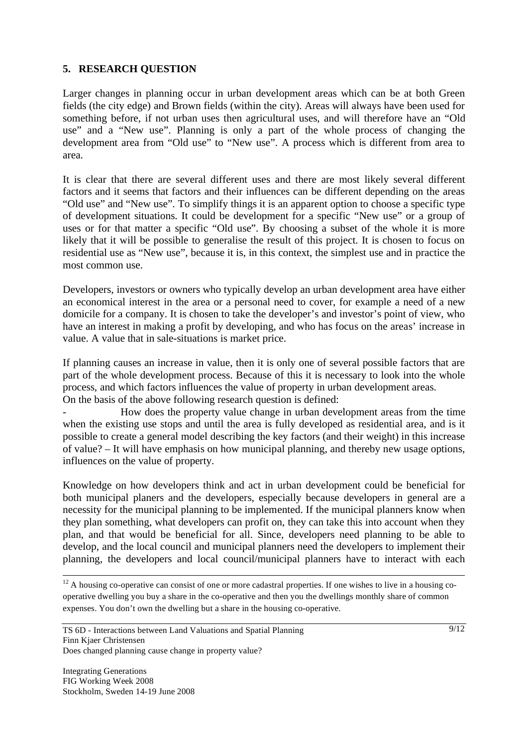## 5. RESEARCH QUESTION

Larger changes in planning occur in urban development areas which can be at both Green fields (the city edge) and Brown fields (within the city). Areas will always have been used for something before, if not urban uses then agricultural uses, and will therefore have an "Old use" and a "New use". Planning is only a part of the whole process of changing the development area from "Old use" to "New use". A process which is different from area to area.

It is clear that there are several different uses and there are most likely several different factors and it seems that factors and their influences can be different depending on the areas "Old use" and "New use". To simplify things it is an apparent option to choose a specific type of development situations. It could be development for a specific "New use" or a group of uses or for that matter a specific "Old use". By choosing a subset of the whole it is more likely that it will be possible to generalise the result of this project. It is chosen to focus on residential use as "New use", because it is, in this context, the simplest use and in practice the most common use.

Developers, investors or owners who typically develop an urban development area have either an economical interest in the area or a personal need to cover, for example a need of a new domicile for a company. It is chosen to take the developer's and investor's point of view, who have an interest in making a profit by developing, and who has focus on the areas' increase in value. A value that in sale-situations is market price.

If planning causes an increase in value, then it is only one of several possible factors that are part of the whole development process. Because of this it is necessary to look into the whole process, and which factors influences the value of property in urban development areas.
On the basis of the above following research question is defined:

- How does the property value change in urban development areas from the time when the existing use stops and until the area is fully developed as residential area, and is it possible to create a general model describing the key factors (and their weight) in this increase of value? – It will have emphasis on how municipal planning, and thereby new usage options, influences on the value of property.

Knowledge on how developers think and act in urban development could be beneficial for both municipal planers and the developers, especially because developers in general are a necessity for the municipal planning to be implemented. If the municipal planners know when they plan something, what developers can profit on, they can take this into account when they plan, and that would be beneficial for all. Since, developers need planning to be able to develop, and the local council and municipal planners need the developers to implement their planning, the developers and local council/municipal planners have to interact with each

[12] A housing co-operative can consist of one or more cadastral properties. If one wishes to live in a housing co-operative dwelling you buy a share in the co-operative and then you the dwellings monthly share of common expenses. You don't own the dwelling but a share in the housing co-operative.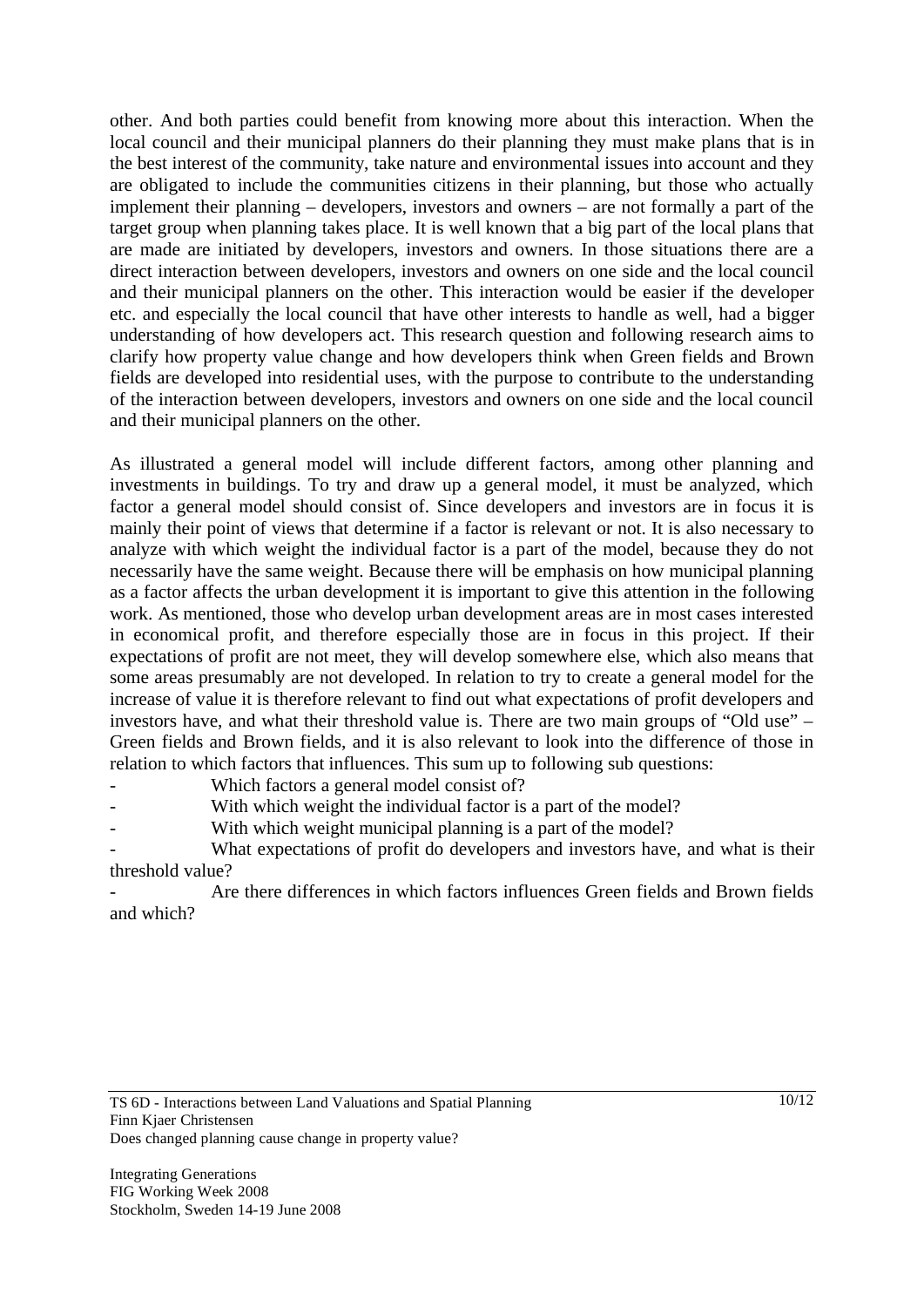other. And both parties could benefit from knowing more about this interaction. When the local council and their municipal planners do their planning they must make plans that is in the best interest of the community, take nature and environmental issues into account and they are obligated to include the communities citizens in their planning, but those who actually implement their planning – developers, investors and owners – are not formally a part of the target group when planning takes place. It is well known that a big part of the local plans that are made are initiated by developers, investors and owners. In those situations there are a direct interaction between developers, investors and owners on one side and the local council and their municipal planners on the other. This interaction would be easier if the developer etc. and especially the local council that have other interests to handle as well, had a bigger understanding of how developers act. This research question and following research aims to clarify how property value change and how developers think when Green fields and Brown fields are developed into residential uses, with the purpose to contribute to the understanding of the interaction between developers, investors and owners on one side and the local council and their municipal planners on the other.

As illustrated a general model will include different factors, among other planning and investments in buildings. To try and draw up a general model, it must be analyzed, which factor a general model should consist of. Since developers and investors are in focus it is mainly their point of views that determine if a factor is relevant or not. It is also necessary to analyze with which weight the individual factor is a part of the model, because they do not necessarily have the same weight. Because there will be emphasis on how municipal planning as a factor affects the urban development it is important to give this attention in the following work. As mentioned, those who develop urban development areas are in most cases interested in economical profit, and therefore especially those are in focus in this project. If their expectations of profit are not meet, they will develop somewhere else, which also means that some areas presumably are not developed. In relation to try to create a general model for the increase of value it is therefore relevant to find out what expectations of profit developers and investors have, and what their threshold value is. There are two main groups of "Old use" – Green fields and Brown fields, and it is also relevant to look into the difference of those in relation to which factors that influences. This sum up to following sub questions:

- Which factors a general model consist of?
- With which weight the individual factor is a part of the model?
- With which weight municipal planning is a part of the model?
- What expectations of profit do developers and investors have, and what is their threshold value?
- Are there differences in which factors influences Green fields and Brown fields and which?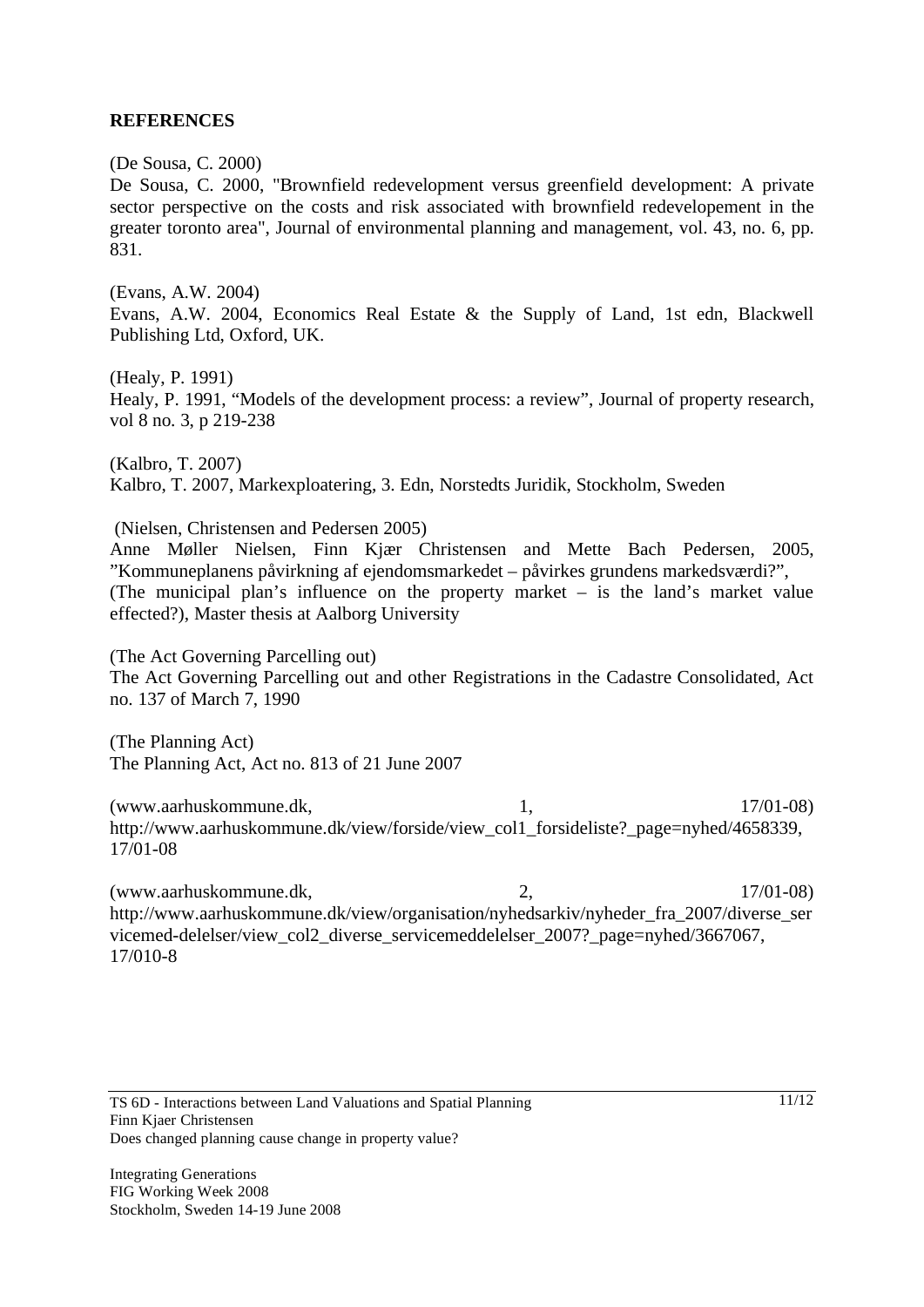**REFERENCES**

(De Sousa, C. 2000)
De Sousa, C. 2000, "Brownfield redevelopment versus greenfield development: A private sector perspective on the costs and risk associated with brownfield redevelopement in the greater toronto area", Journal of environmental planning and management, vol. 43, no. 6, pp. 831.

(Evans, A.W. 2004)
Evans, A.W. 2004, Economics Real Estate & the Supply of Land, 1st edn, Blackwell Publishing Ltd, Oxford, UK.

(Healy, P. 1991)
Healy, P. 1991, "Models of the development process: a review", Journal of property research, vol 8 no. 3, p 219-238

(Kalbro, T. 2007)
Kalbro, T. 2007, Markexploatering, 3. Edn, Norstedts Juridik, Stockholm, Sweden

(Nielsen, Christensen and Pedersen 2005)
Anne Møller Nielsen, Finn Kjær Christensen and Mette Bach Pedersen, 2005, "Kommuneplanens påvirkning af ejendomsmarkedet – påvirkes grundens markedsværdi?", (The municipal plan's influence on the property market – is the land's market value effected?), Master thesis at Aalborg University

(The Act Governing Parcelling out)
The Act Governing Parcelling out and other Registrations in the Cadastre Consolidated, Act no. 137 of March 7, 1990

(The Planning Act)
The Planning Act, Act no. 813 of 21 June 2007

(www.aarhuskommune.dk, 1, 17/01-08)
http://www.aarhuskommune.dk/view/forside/view_col1_forsideliste?_page=nyhed/4658339, 17/01-08

(www.aarhuskommune.dk, 2, 17/01-08)
http://www.aarhuskommune.dk/view/organisation/nyhedsarkiv/nyheder_fra_2007/diverse_servicemed-delelser/view_col2_diverse_servicemeddelelser_2007?_page=nyhed/3667067, 17/010-8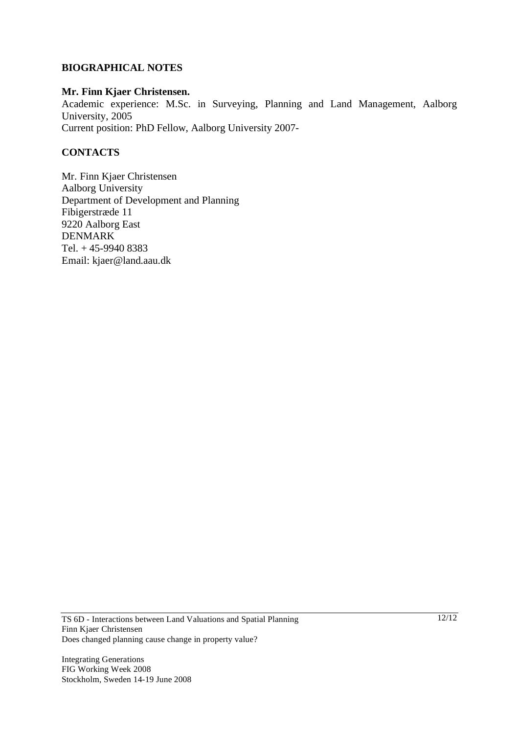## BIOGRAPHICAL NOTES

**Mr. Finn Kjaer Christensen.**

Academic experience: M.Sc. in Surveying, Planning and Land Management, Aalborg University, 2005

Current position: PhD Fellow, Aalborg University 2007-

## CONTACTS

Mr. Finn Kjaer Christensen
Aalborg University
Department of Development and Planning
Fibigerstræde 11
9220 Aalborg East
DENMARK
Tel. + 45-9940 8383
Email: kjaer@land.aau.dk